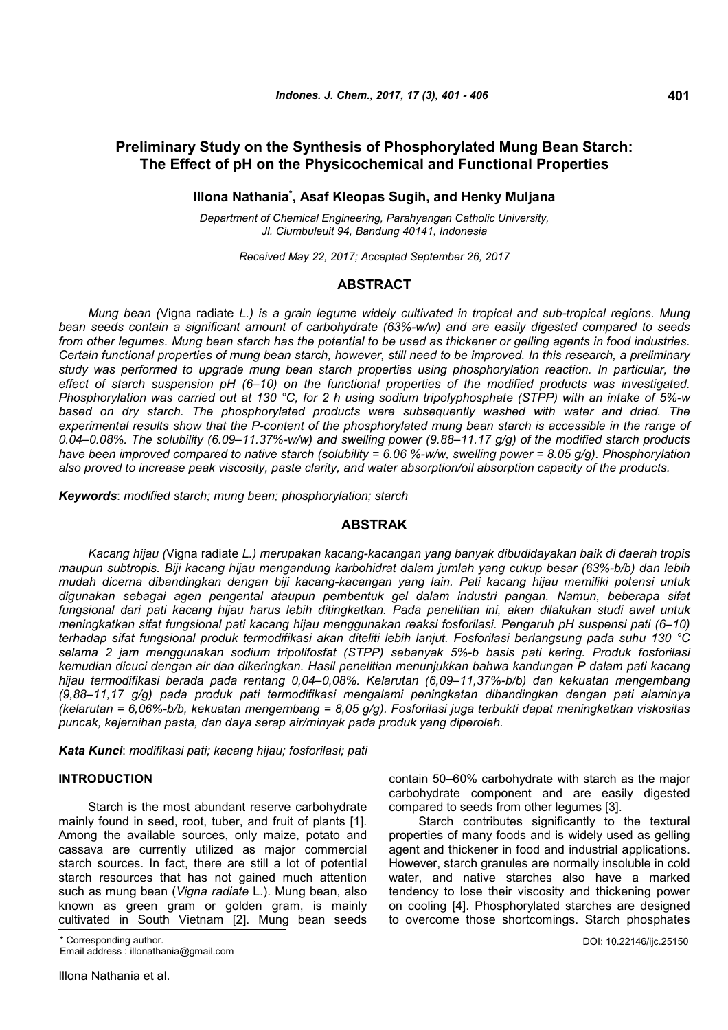# Preliminary Study on the Synthesis of Phosphorylated Mung Bean Starch: The Effect of pH on the Physicochemical and Functional Properties

**Illona Nathania*, Asaf Kleopas Sugih, and Henky Muljana**

*Department of Chemical Engineering, Parahyangan Catholic University, Jl. Ciumbuleuit 94, Bandung 40141, Indonesia*

*Received May 22, 2017; Accepted September 26, 2017*

## ABSTRACT

*Mung bean (*Vigna radiate *L.) is a grain legume widely cultivated in tropical and sub-tropical regions. Mung bean seeds contain a significant amount of carbohydrate (63%-w/w) and are easily digested compared to seeds from other legumes. Mung bean starch has the potential to be used as thickener or gelling agents in food industries. Certain functional properties of mung bean starch, however, still need to be improved. In this research, a preliminary study was performed to upgrade mung bean starch properties using phosphorylation reaction. In particular, the effect of starch suspension pH (6–10) on the functional properties of the modified products was investigated. Phosphorylation was carried out at 130 °C, for 2 h using sodium tripolyphosphate (STPP) with an intake of 5%-w based on dry starch. The phosphorylated products were subsequently washed with water and dried. The experimental results show that the P-content of the phosphorylated mung bean starch is accessible in the range of 0.04–0.08%. The solubility (6.09–11.37%-w/w) and swelling power (9.88–11.17 g/g) of the modified starch products have been improved compared to native starch (solubility = 6.06 %-w/w, swelling power = 8.05 g/g). Phosphorylation also proved to increase peak viscosity, paste clarity, and water absorption/oil absorption capacity of the products.*

***Keywords***: *modified starch; mung bean; phosphorylation; starch*

## ABSTRAK

*Kacang hijau (*Vigna radiate *L.) merupakan kacang-kacangan yang banyak dibudidayakan baik di daerah tropis maupun subtropis. Biji kacang hijau mengandung karbohidrat dalam jumlah yang cukup besar (63%-b/b) dan lebih mudah dicerna dibandingkan dengan biji kacang-kacangan yang lain. Pati kacang hijau memiliki potensi untuk digunakan sebagai agen pengental ataupun pembentuk gel dalam industri pangan. Namun, beberapa sifat fungsional dari pati kacang hijau harus lebih ditingkatkan. Pada penelitian ini, akan dilakukan studi awal untuk meningkatkan sifat fungsional pati kacang hijau menggunakan reaksi fosforilasi. Pengaruh pH suspensi pati (6–10) terhadap sifat fungsional produk termodifikasi akan diteliti lebih lanjut. Fosforilasi berlangsung pada suhu 130 °C selama 2 jam menggunakan sodium tripolifosfat (STPP) sebanyak 5%-b basis pati kering. Produk fosforilasi kemudian dicuci dengan air dan dikeringkan. Hasil penelitian menunjukkan bahwa kandungan P dalam pati kacang hijau termodifikasi berada pada rentang 0,04–0,08%. Kelarutan (6,09–11,37%-b/b) dan kekuatan mengembang (9,88–11,17 g/g) pada produk pati termodifikasi mengalami peningkatan dibandingkan dengan pati alaminya (kelarutan = 6,06%-b/b, kekuatan mengembang = 8,05 g/g). Fosforilasi juga terbukti dapat meningkatkan viskositas puncak, kejernihan pasta, dan daya serap air/minyak pada produk yang diperoleh.*

***Kata Kunci***: *modifikasi pati; kacang hijau; fosforilasi; pati*

## INTRODUCTION

Starch is the most abundant reserve carbohydrate mainly found in seed, root, tuber, and fruit of plants [1]. Among the available sources, only maize, potato and cassava are currently utilized as major commercial starch sources. In fact, there are still a lot of potential starch resources that has not gained much attention such as mung bean (*Vigna radiate* L.). Mung bean, also known as green gram or golden gram, is mainly cultivated in South Vietnam [2]. Mung bean seeds contain 50–60% carbohydrate with starch as the major carbohydrate component and are easily digested compared to seeds from other legumes [3].

Starch contributes significantly to the textural properties of many foods and is widely used as gelling agent and thickener in food and industrial applications. However, starch granules are normally insoluble in cold water, and native starches also have a marked tendency to lose their viscosity and thickening power on cooling [4]. Phosphorylated starches are designed to overcome those shortcomings. Starch phosphates

\* Corresponding author.
Email address : illonathania@gmail.com

DOI: 10.22146/ijc.25150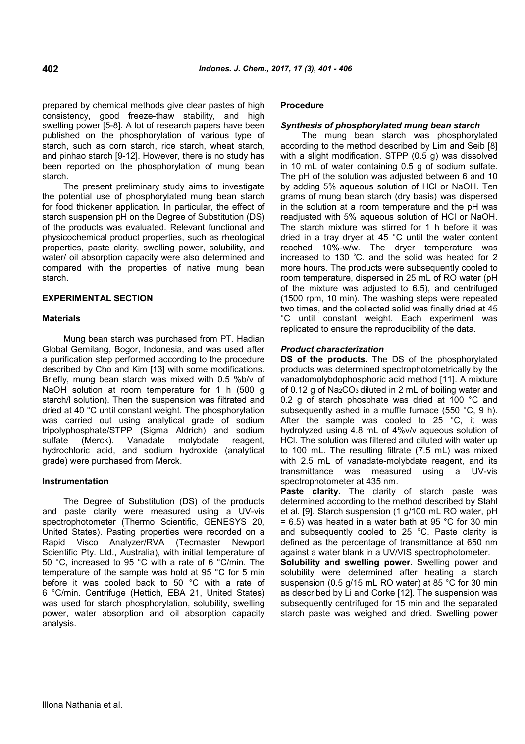prepared by chemical methods give clear pastes of high consistency, good freeze-thaw stability, and high swelling power [5-8]. A lot of research papers have been published on the phosphorylation of various type of starch, such as corn starch, rice starch, wheat starch, and pinhao starch [9-12]. However, there is no study has been reported on the phosphorylation of mung bean starch.

The present preliminary study aims to investigate the potential use of phosphorylated mung bean starch for food thickener application. In particular, the effect of starch suspension pH on the Degree of Substitution (DS) of the products was evaluated. Relevant functional and physicochemical product properties, such as rheological properties, paste clarity, swelling power, solubility, and water/ oil absorption capacity were also determined and compared with the properties of native mung bean starch.

## EXPERIMENTAL SECTION

### Materials

Mung bean starch was purchased from PT. Hadian Global Gemilang, Bogor, Indonesia, and was used after a purification step performed according to the procedure described by Cho and Kim [13] with some modifications. Briefly, mung bean starch was mixed with 0.5 %b/v of NaOH solution at room temperature for 1 h (500 g starch/l solution). Then the suspension was filtrated and dried at 40 °C until constant weight. The phosphorylation was carried out using analytical grade of sodium tripolyphosphate/STPP (Sigma Aldrich) and sodium sulfate (Merck). Vanadate molybdate reagent, hydrochloric acid, and sodium hydroxide (analytical grade) were purchased from Merck.

### Instrumentation

The Degree of Substitution (DS) of the products and paste clarity were measured using a UV-vis spectrophotometer (Thermo Scientific, GENESYS 20, United States). Pasting properties were recorded on a Rapid Visco Analyzer/RVA (Tecmaster Newport Scientific Pty. Ltd., Australia), with initial temperature of 50 °C, increased to 95 °C with a rate of 6 °C/min. The temperature of the sample was hold at 95 °C for 5 min before it was cooled back to 50 °C with a rate of 6 °C/min. Centrifuge (Hettich, EBA 21, United States) was used for starch phosphorylation, solubility, swelling power, water absorption and oil absorption capacity analysis.

### Procedure

#### *Synthesis of phosphorylated mung bean starch*

The mung bean starch was phosphorylated according to the method described by Lim and Seib [8] with a slight modification. STPP (0.5 g) was dissolved in 10 mL of water containing 0.5 g of sodium sulfate. The pH of the solution was adjusted between 6 and 10 by adding 5% aqueous solution of HCl or NaOH. Ten grams of mung bean starch (dry basis) was dispersed in the solution at a room temperature and the pH was readjusted with 5% aqueous solution of HCl or NaOH. The starch mixture was stirred for 1 h before it was dried in a tray dryer at 45 °C until the water content reached 10%-w/w. The dryer temperature was increased to 130 °C. and the solid was heated for 2 more hours. The products were subsequently cooled to room temperature, dispersed in 25 mL of RO water (pH of the mixture was adjusted to 6.5), and centrifuged (1500 rpm, 10 min). The washing steps were repeated two times, and the collected solid was finally dried at 45 °C until constant weight. Each experiment was replicated to ensure the reproducibility of the data.

#### *Product characterization*

**DS of the products.** The DS of the phosphorylated products was determined spectrophotometrically by the vanadomolybdophosphoric acid method [11]. A mixture of 0.12 g of $Na_2CO_3$ diluted in 2 mL of boiling water and 0.2 g of starch phosphate was dried at 100 °C and subsequently ashed in a muffle furnace (550 °C, 9 h). After the sample was cooled to 25 °C, it was hydrolyzed using 4.8 mL of 4%v/v aqueous solution of HCl. The solution was filtered and diluted with water up to 100 mL. The resulting filtrate (7.5 mL) was mixed with 2.5 mL of vanadate-molybdate reagent, and its transmittance was measured using a UV-vis spectrophotometer at 435 nm.

**Paste clarity.** The clarity of starch paste was determined according to the method described by Stahl et al. [9]. Starch suspension (1 g/100 mL RO water, pH = 6.5) was heated in a water bath at 95 °C for 30 min and subsequently cooled to 25 °C. Paste clarity is defined as the percentage of transmittance at 650 nm against a water blank in a UV/VIS spectrophotometer.

**Solubility and swelling power.** Swelling power and solubility were determined after heating a starch suspension (0.5 g/15 mL RO water) at 85 °C for 30 min as described by Li and Corke [12]. The suspension was subsequently centrifuged for 15 min and the separated starch paste was weighed and dried. Swelling power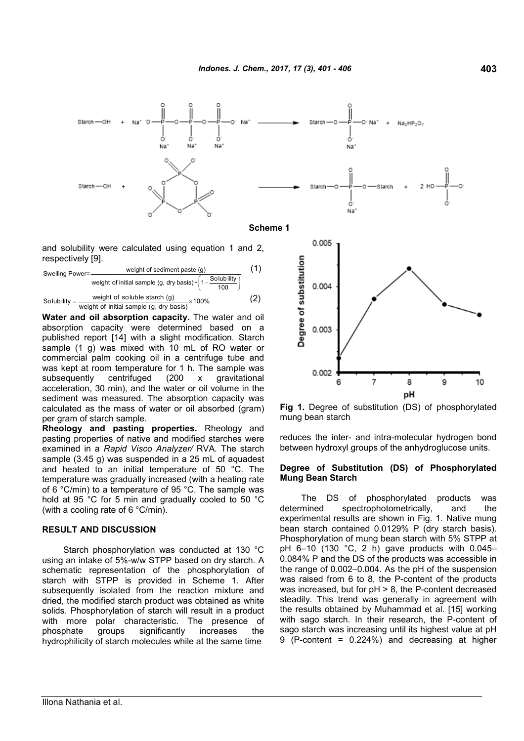**Scheme 1**

and solubility were calculated using equation 1 and 2, respectively [9].

$$\text{Swelling Power}=\frac{\text{weight of sediment paste (g)}}{\text{weight of initial sample (g, dry basis)}*\left(1-\frac{\text{Solubility}}{100}\right)} \quad (1)$$

$$\text{Solubility}=\frac{\text{weight of soluble starch (g)}}{\text{weight of initial sample (g, dry basis)}}\times 100\% \quad (2)$$

**Water and oil absorption capacity.** The water and oil absorption capacity were determined based on a published report [14] with a slight modification. Starch sample (1 g) was mixed with 10 mL of RO water or commercial palm cooking oil in a centrifuge tube and was kept at room temperature for 1 h. The sample was subsequently centrifuged (200 x gravitational acceleration, 30 min), and the water or oil volume in the sediment was measured. The absorption capacity was calculated as the mass of water or oil absorbed (gram) per gram of starch sample.

**Rheology and pasting properties.** Rheology and pasting properties of native and modified starches were examined in a *Rapid Visco Analyzer/* RVA. The starch sample (3.45 g) was suspended in a 25 mL of aquadest and heated to an initial temperature of 50 °C. The temperature was gradually increased (with a heating rate of 6 °C/min) to a temperature of 95 °C. The sample was hold at 95 °C for 5 min and gradually cooled to 50 °C (with a cooling rate of 6 °C/min).

## RESULT AND DISCUSSION

Starch phosphorylation was conducted at 130 °C using an intake of 5%-w/w STPP based on dry starch. A schematic representation of the phosphorylation of starch with STPP is provided in Scheme 1. After subsequently isolated from the reaction mixture and dried, the modified starch product was obtained as white solids. Phosphorylation of starch will result in a product with more polar characteristic. The presence of phosphate groups significantly increases the hydrophilicity of starch molecules while at the same time reduces the inter- and intra-molecular hydrogen bond between hydroxyl groups of the anhydroglucose units.

**Fig 1.** Degree of substitution (DS) of phosphorylated mung bean starch

### Degree of Substitution (DS) of Phosphorylated Mung Bean Starch

The DS of phosphorylated products was determined spectrophotometrically, and the experimental results are shown in Fig. 1. Native mung bean starch contained 0.0129% P (dry starch basis). Phosphorylation of mung bean starch with 5% STPP at pH 6–10 (130 °C, 2 h) gave products with 0.045–0.084% P and the DS of the products was accessible in the range of 0.002–0.004. As the pH of the suspension was raised from 6 to 8, the P-content of the products was increased, but for pH > 8, the P-content decreased steadily. This trend was generally in agreement with the results obtained by Muhammad et al. [15] working with sago starch. In their research, the P-content of sago starch was increasing until its highest value at pH 9 (P-content = 0.224%) and decreasing at higher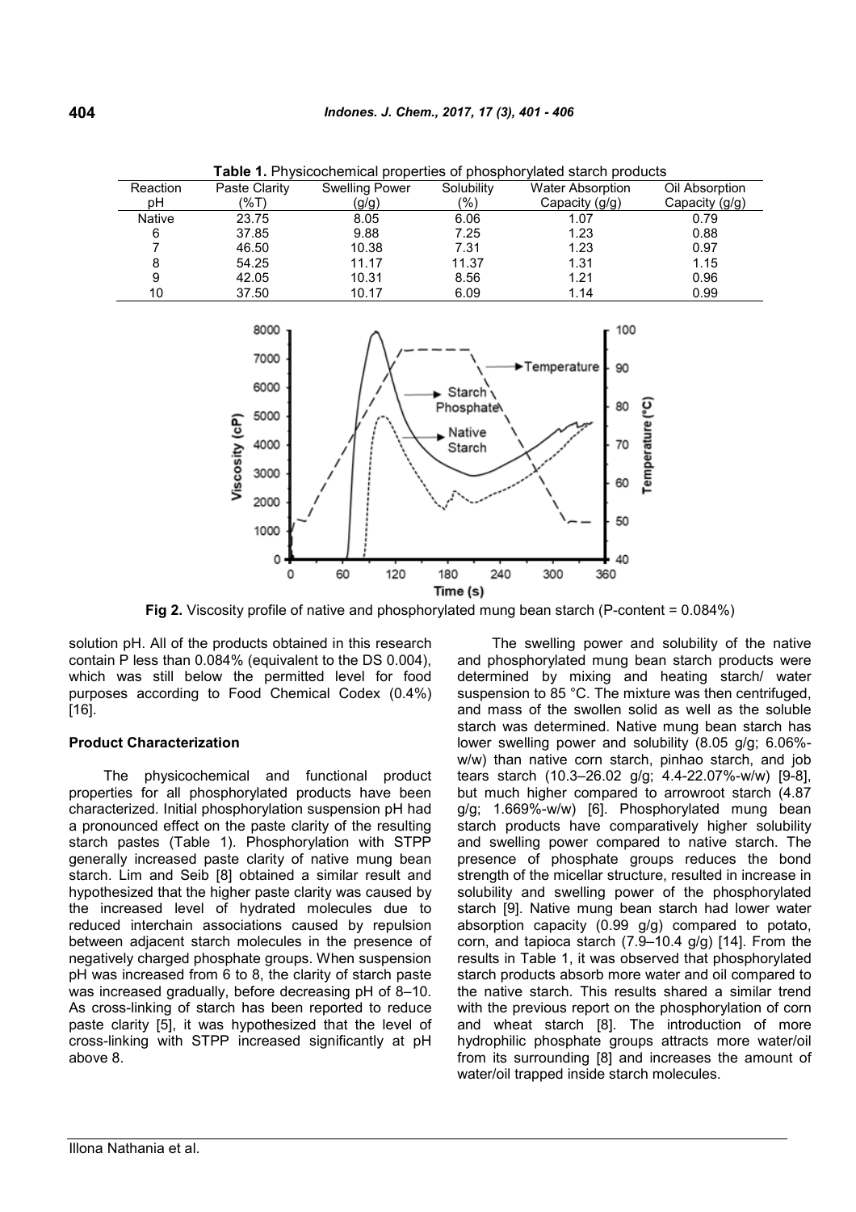**Table 1.** Physicochemical properties of phosphorylated starch products

| Reaction pH | Paste Clarity (%T) | Swelling Power (g/g) | Solubility (%) | Water Absorption Capacity (g/g) | Oil Absorption Capacity (g/g) |
|---|---|---|---|---|---|
| Native | 23.75 | 8.05 | 6.06 | 1.07 | 0.79 |
| 6 | 37.85 | 9.88 | 7.25 | 1.23 | 0.88 |
| 7 | 46.50 | 10.38 | 7.31 | 1.23 | 0.97 |
| 8 | 54.25 | 11.17 | 11.37 | 1.31 | 1.15 |
| 9 | 42.05 | 10.31 | 8.56 | 1.21 | 0.96 |
| 10 | 37.50 | 10.17 | 6.09 | 1.14 | 0.99 |

**Fig 2.** Viscosity profile of native and phosphorylated mung bean starch (P-content = 0.084%)

solution pH. All of the products obtained in this research contain P less than 0.084% (equivalent to the DS 0.004), which was still below the permitted level for food purposes according to Food Chemical Codex (0.4%) [16].

### Product Characterization

The physicochemical and functional product properties for all phosphorylated products have been characterized. Initial phosphorylation suspension pH had a pronounced effect on the paste clarity of the resulting starch pastes (Table 1). Phosphorylation with STPP generally increased paste clarity of native mung bean starch. Lim and Seib [8] obtained a similar result and hypothesized that the higher paste clarity was caused by the increased level of hydrated molecules due to reduced interchain associations caused by repulsion between adjacent starch molecules in the presence of negatively charged phosphate groups. When suspension pH was increased from 6 to 8, the clarity of starch paste was increased gradually, before decreasing pH of 8–10. As cross-linking of starch has been reported to reduce paste clarity [5], it was hypothesized that the level of cross-linking with STPP increased significantly at pH above 8.

The swelling power and solubility of the native and phosphorylated mung bean starch products were determined by mixing and heating starch/ water suspension to 85 °C. The mixture was then centrifuged, and mass of the swollen solid as well as the soluble starch was determined. Native mung bean starch has lower swelling power and solubility (8.05 g/g; 6.06%-w/w) than native corn starch, pinhao starch, and job tears starch (10.3–26.02 g/g; 4.4-22.07%-w/w) [9-8], but much higher compared to arrowroot starch (4.87 g/g; 1.669%-w/w) [6]. Phosphorylated mung bean starch products have comparatively higher solubility and swelling power compared to native starch. The presence of phosphate groups reduces the bond strength of the micellar structure, resulted in increase in solubility and swelling power of the phosphorylated starch [9]. Native mung bean starch had lower water absorption capacity (0.99 g/g) compared to potato, corn, and tapioca starch (7.9–10.4 g/g) [14]. From the results in Table 1, it was observed that phosphorylated starch products absorb more water and oil compared to the native starch. This results shared a similar trend with the previous report on the phosphorylation of corn and wheat starch [8]. The introduction of more hydrophilic phosphate groups attracts more water/oil from its surrounding [8] and increases the amount of water/oil trapped inside starch molecules.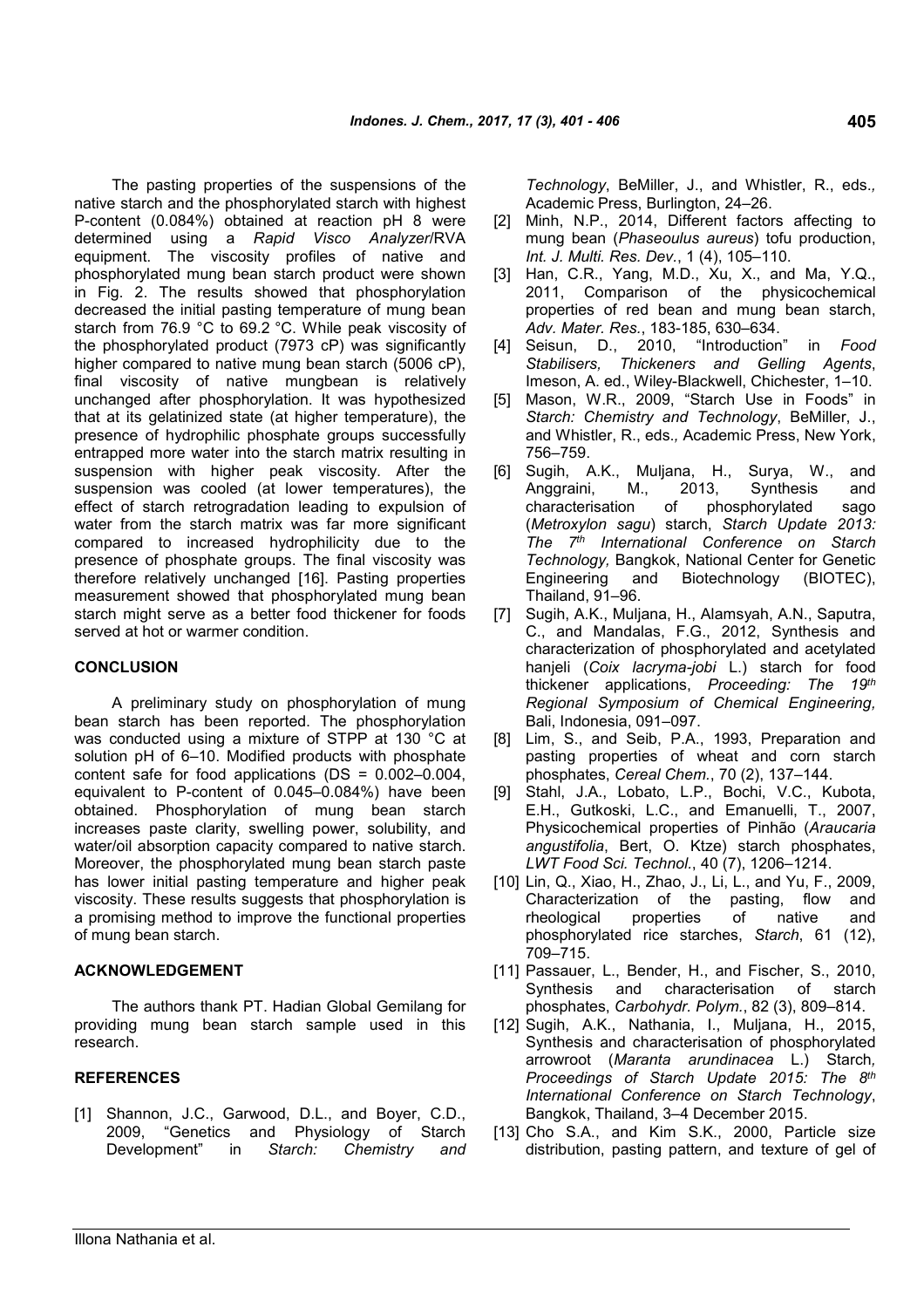The pasting properties of the suspensions of the native starch and the phosphorylated starch with highest P-content (0.084%) obtained at reaction pH 8 were determined using a *Rapid Visco Analyzer*/RVA equipment. The viscosity profiles of native and phosphorylated mung bean starch product were shown in Fig. 2. The results showed that phosphorylation decreased the initial pasting temperature of mung bean starch from 76.9 °C to 69.2 °C. While peak viscosity of the phosphorylated product (7973 cP) was significantly higher compared to native mung bean starch (5006 cP), final viscosity of native mungbean is relatively unchanged after phosphorylation. It was hypothesized that at its gelatinized state (at higher temperature), the presence of hydrophilic phosphate groups successfully entrapped more water into the starch matrix resulting in suspension with higher peak viscosity. After the suspension was cooled (at lower temperatures), the effect of starch retrogradation leading to expulsion of water from the starch matrix was far more significant compared to increased hydrophilicity due to the presence of phosphate groups. The final viscosity was therefore relatively unchanged [16]. Pasting properties measurement showed that phosphorylated mung bean starch might serve as a better food thickener for foods served at hot or warmer condition.

## CONCLUSION

A preliminary study on phosphorylation of mung bean starch has been reported. The phosphorylation was conducted using a mixture of STPP at 130 °C at solution pH of 6–10. Modified products with phosphate content safe for food applications (DS = 0.002–0.004, equivalent to P-content of 0.045–0.084%) have been obtained. Phosphorylation of mung bean starch increases paste clarity, swelling power, solubility, and water/oil absorption capacity compared to native starch. Moreover, the phosphorylated mung bean starch paste has lower initial pasting temperature and higher peak viscosity. These results suggests that phosphorylation is a promising method to improve the functional properties of mung bean starch.

## ACKNOWLEDGEMENT

The authors thank PT. Hadian Global Gemilang for providing mung bean starch sample used in this research.

## REFERENCES

[1] Shannon, J.C., Garwood, D.L., and Boyer, C.D., 2009, "Genetics and Physiology of Starch Development" in *Starch: Chemistry and Technology*, BeMiller, J., and Whistler, R., eds., Academic Press, Burlington, 24–26.

[2] Minh, N.P., 2014, Different factors affecting to mung bean (*Phaseoulus aureus*) tofu production, *Int. J. Multi. Res. Dev.*, 1 (4), 105–110.

[3] Han, C.R., Yang, M.D., Xu, X., and Ma, Y.Q., 2011, Comparison of the physicochemical properties of red bean and mung bean starch, *Adv. Mater. Res.*, 183-185, 630–634.

[4] Seisun, D., 2010, "Introduction" in *Food Stabilisers, Thickeners and Gelling Agents*, Imeson, A. ed., Wiley-Blackwell, Chichester, 1–10.

[5] Mason, W.R., 2009, "Starch Use in Foods" in *Starch: Chemistry and Technology*, BeMiller, J., and Whistler, R., eds., Academic Press, New York, 756–759.

[6] Sugih, A.K., Muljana, H., Surya, W., and Anggraini, M., 2013, Synthesis and characterisation of phosphorylated sago (*Metroxylon sagu*) starch, *Starch Update 2013: The 7th International Conference on Starch Technology,* Bangkok, National Center for Genetic Engineering and Biotechnology (BIOTEC), Thailand, 91–96.

[7] Sugih, A.K., Muljana, H., Alamsyah, A.N., Saputra, C., and Mandalas, F.G., 2012, Synthesis and characterization of phosphorylated and acetylated hanjeli (*Coix lacryma-jobi* L.) starch for food thickener applications, *Proceeding: The 19th Regional Symposium of Chemical Engineering,* Bali, Indonesia, 091–097.

[8] Lim, S., and Seib, P.A., 1993, Preparation and pasting properties of wheat and corn starch phosphates, *Cereal Chem.*, 70 (2), 137–144.

[9] Stahl, J.A., Lobato, L.P., Bochi, V.C., Kubota, E.H., Gutkoski, L.C., and Emanuelli, T., 2007, Physicochemical properties of Pinhão (*Araucaria angustifolia*, Bert, O. Ktze) starch phosphates, *LWT Food Sci. Technol.*, 40 (7), 1206–1214.

[10] Lin, Q., Xiao, H., Zhao, J., Li, L., and Yu, F., 2009, Characterization of the pasting, flow and rheological properties of native and phosphorylated rice starches, *Starch*, 61 (12), 709–715.

[11] Passauer, L., Bender, H., and Fischer, S., 2010, Synthesis and characterisation of starch phosphates, *Carbohydr. Polym.*, 82 (3), 809–814.

[12] Sugih, A.K., Nathania, I., Muljana, H., 2015, Synthesis and characterisation of phosphorylated arrowroot (*Maranta arundinacea* L.) Starch*, Proceedings of Starch Update 2015: The 8th International Conference on Starch Technology*, Bangkok, Thailand, 3–4 December 2015.

[13] Cho S.A., and Kim S.K., 2000, Particle size distribution, pasting pattern, and texture of gel of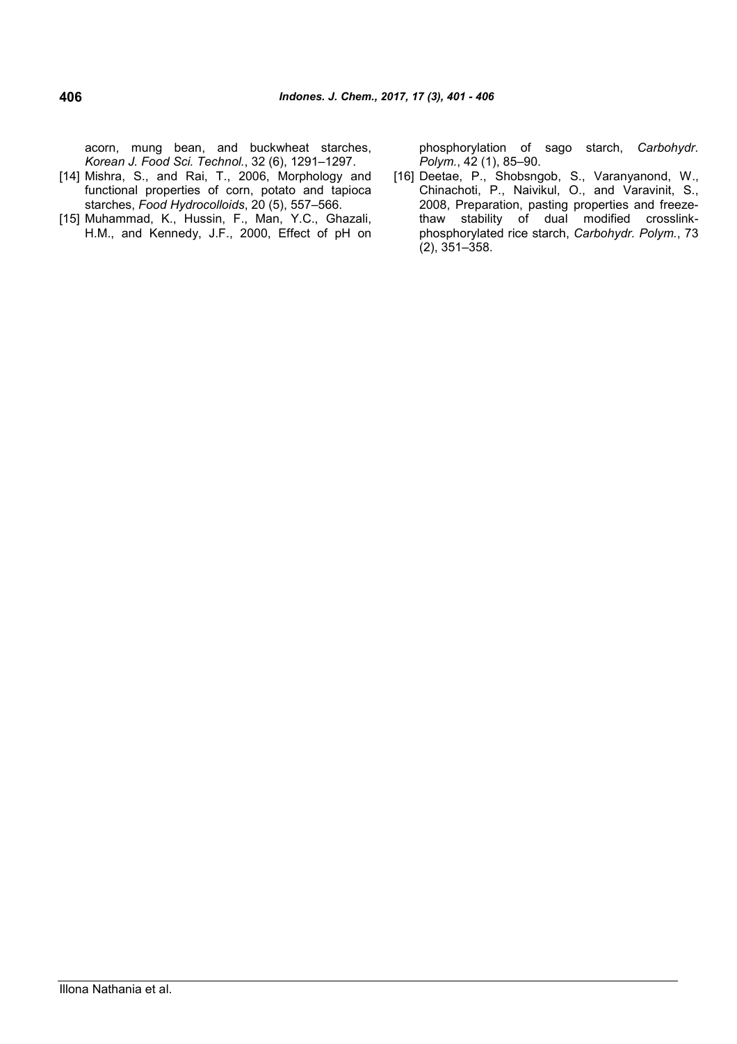acorn, mung bean, and buckwheat starches, *Korean J. Food Sci. Technol.*, 32 (6), 1291–1297.

[14] Mishra, S., and Rai, T., 2006, Morphology and functional properties of corn, potato and tapioca starches, *Food Hydrocolloids*, 20 (5), 557–566.

[15] Muhammad, K., Hussin, F., Man, Y.C., Ghazali, H.M., and Kennedy, J.F., 2000, Effect of pH on phosphorylation of sago starch, *Carbohydr. Polym.*, 42 (1), 85–90.

[16] Deetae, P., Shobsngob, S., Varanyanond, W., Chinachoti, P., Naivikul, O., and Varavinit, S., 2008, Preparation, pasting properties and freeze-thaw stability of dual modified crosslink-phosphorylated rice starch, *Carbohydr. Polym.*, 73 (2), 351–358.